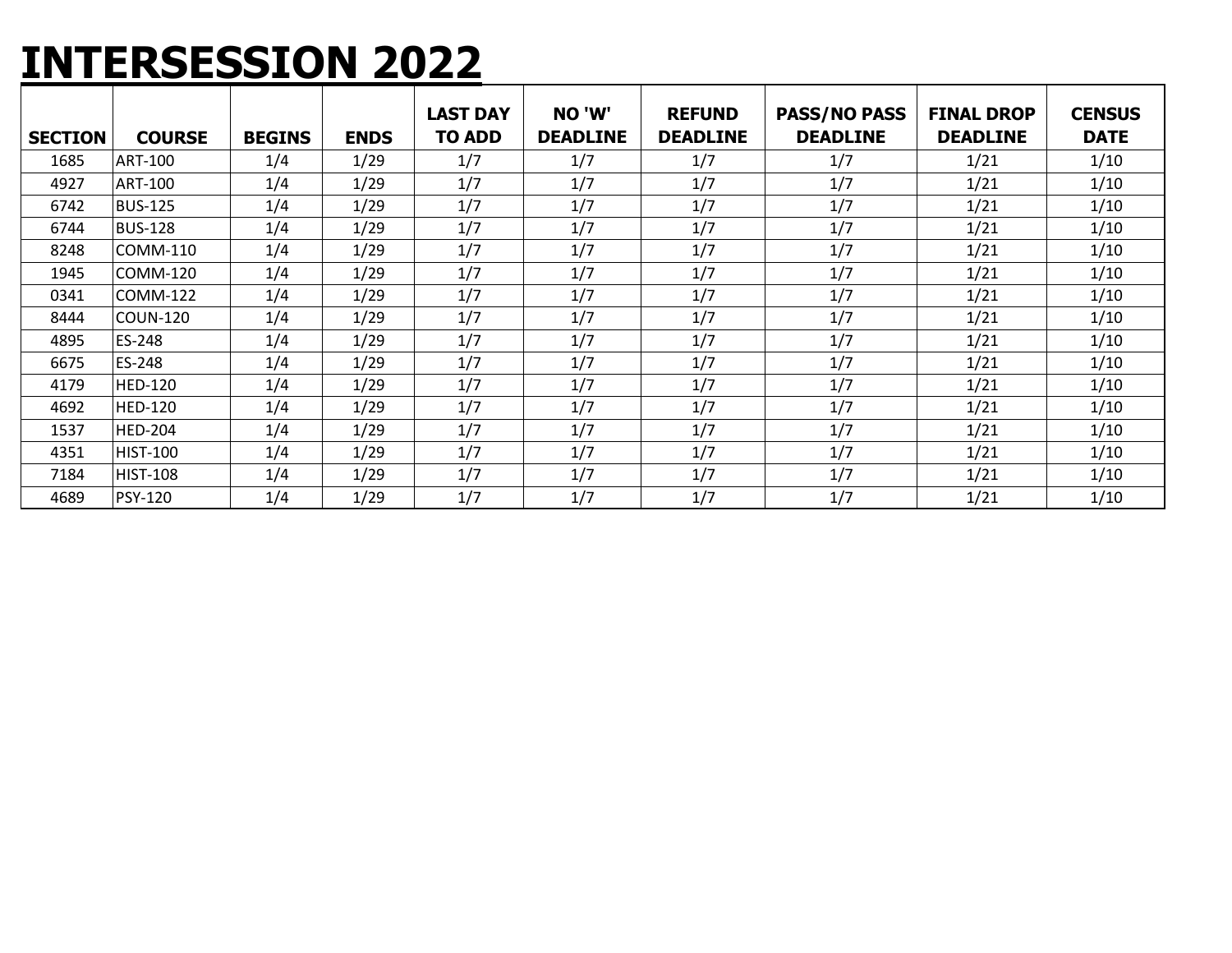# INTERSESSION 2022

| SECTION | COURSE | BEGINS | ENDS | LAST DAY TO ADD | NO 'W' DEADLINE | REFUND DEADLINE | PASS/NO PASS DEADLINE | FINAL DROP DEADLINE | CENSUS DATE |
|---|---|---|---|---|---|---|---|---|---|
| 1685 | ART-100 | 1/4 | 1/29 | 1/7 | 1/7 | 1/7 | 1/7 | 1/21 | 1/10 |
| 4927 | ART-100 | 1/4 | 1/29 | 1/7 | 1/7 | 1/7 | 1/7 | 1/21 | 1/10 |
| 6742 | BUS-125 | 1/4 | 1/29 | 1/7 | 1/7 | 1/7 | 1/7 | 1/21 | 1/10 |
| 6744 | BUS-128 | 1/4 | 1/29 | 1/7 | 1/7 | 1/7 | 1/7 | 1/21 | 1/10 |
| 8248 | COMM-110 | 1/4 | 1/29 | 1/7 | 1/7 | 1/7 | 1/7 | 1/21 | 1/10 |
| 1945 | COMM-120 | 1/4 | 1/29 | 1/7 | 1/7 | 1/7 | 1/7 | 1/21 | 1/10 |
| 0341 | COMM-122 | 1/4 | 1/29 | 1/7 | 1/7 | 1/7 | 1/7 | 1/21 | 1/10 |
| 8444 | COUN-120 | 1/4 | 1/29 | 1/7 | 1/7 | 1/7 | 1/7 | 1/21 | 1/10 |
| 4895 | ES-248 | 1/4 | 1/29 | 1/7 | 1/7 | 1/7 | 1/7 | 1/21 | 1/10 |
| 6675 | ES-248 | 1/4 | 1/29 | 1/7 | 1/7 | 1/7 | 1/7 | 1/21 | 1/10 |
| 4179 | HED-120 | 1/4 | 1/29 | 1/7 | 1/7 | 1/7 | 1/7 | 1/21 | 1/10 |
| 4692 | HED-120 | 1/4 | 1/29 | 1/7 | 1/7 | 1/7 | 1/7 | 1/21 | 1/10 |
| 1537 | HED-204 | 1/4 | 1/29 | 1/7 | 1/7 | 1/7 | 1/7 | 1/21 | 1/10 |
| 4351 | HIST-100 | 1/4 | 1/29 | 1/7 | 1/7 | 1/7 | 1/7 | 1/21 | 1/10 |
| 7184 | HIST-108 | 1/4 | 1/29 | 1/7 | 1/7 | 1/7 | 1/7 | 1/21 | 1/10 |
| 4689 | PSY-120 | 1/4 | 1/29 | 1/7 | 1/7 | 1/7 | 1/7 | 1/21 | 1/10 |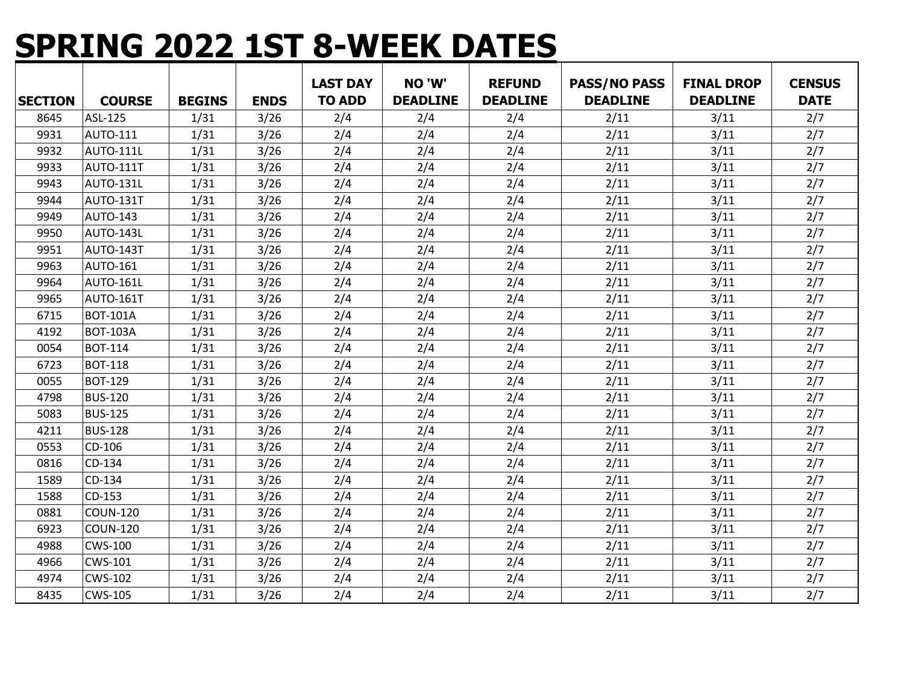# SPRING 2022 1ST 8-WEEK DATES

| SECTION | COURSE | BEGINS | ENDS | LAST DAY TO ADD | NO 'W' DEADLINE | REFUND DEADLINE | PASS/NO PASS DEADLINE | FINAL DROP DEADLINE | CENSUS DATE |
|---|---|---|---|---|---|---|---|---|---|
| 8645 | ASL-125 | 1/31 | 3/26 | 2/4 | 2/4 | 2/4 | 2/11 | 3/11 | 2/7 |
| 9931 | AUTO-111 | 1/31 | 3/26 | 2/4 | 2/4 | 2/4 | 2/11 | 3/11 | 2/7 |
| 9932 | AUTO-111L | 1/31 | 3/26 | 2/4 | 2/4 | 2/4 | 2/11 | 3/11 | 2/7 |
| 9933 | AUTO-111T | 1/31 | 3/26 | 2/4 | 2/4 | 2/4 | 2/11 | 3/11 | 2/7 |
| 9943 | AUTO-131L | 1/31 | 3/26 | 2/4 | 2/4 | 2/4 | 2/11 | 3/11 | 2/7 |
| 9944 | AUTO-131T | 1/31 | 3/26 | 2/4 | 2/4 | 2/4 | 2/11 | 3/11 | 2/7 |
| 9949 | AUTO-143 | 1/31 | 3/26 | 2/4 | 2/4 | 2/4 | 2/11 | 3/11 | 2/7 |
| 9950 | AUTO-143L | 1/31 | 3/26 | 2/4 | 2/4 | 2/4 | 2/11 | 3/11 | 2/7 |
| 9951 | AUTO-143T | 1/31 | 3/26 | 2/4 | 2/4 | 2/4 | 2/11 | 3/11 | 2/7 |
| 9963 | AUTO-161 | 1/31 | 3/26 | 2/4 | 2/4 | 2/4 | 2/11 | 3/11 | 2/7 |
| 9964 | AUTO-161L | 1/31 | 3/26 | 2/4 | 2/4 | 2/4 | 2/11 | 3/11 | 2/7 |
| 9965 | AUTO-161T | 1/31 | 3/26 | 2/4 | 2/4 | 2/4 | 2/11 | 3/11 | 2/7 |
| 6715 | BOT-101A | 1/31 | 3/26 | 2/4 | 2/4 | 2/4 | 2/11 | 3/11 | 2/7 |
| 4192 | BOT-103A | 1/31 | 3/26 | 2/4 | 2/4 | 2/4 | 2/11 | 3/11 | 2/7 |
| 0054 | BOT-114 | 1/31 | 3/26 | 2/4 | 2/4 | 2/4 | 2/11 | 3/11 | 2/7 |
| 6723 | BOT-118 | 1/31 | 3/26 | 2/4 | 2/4 | 2/4 | 2/11 | 3/11 | 2/7 |
| 0055 | BOT-129 | 1/31 | 3/26 | 2/4 | 2/4 | 2/4 | 2/11 | 3/11 | 2/7 |
| 4798 | BUS-120 | 1/31 | 3/26 | 2/4 | 2/4 | 2/4 | 2/11 | 3/11 | 2/7 |
| 5083 | BUS-125 | 1/31 | 3/26 | 2/4 | 2/4 | 2/4 | 2/11 | 3/11 | 2/7 |
| 4211 | BUS-128 | 1/31 | 3/26 | 2/4 | 2/4 | 2/4 | 2/11 | 3/11 | 2/7 |
| 0553 | CD-106 | 1/31 | 3/26 | 2/4 | 2/4 | 2/4 | 2/11 | 3/11 | 2/7 |
| 0816 | CD-134 | 1/31 | 3/26 | 2/4 | 2/4 | 2/4 | 2/11 | 3/11 | 2/7 |
| 1589 | CD-134 | 1/31 | 3/26 | 2/4 | 2/4 | 2/4 | 2/11 | 3/11 | 2/7 |
| 1588 | CD-153 | 1/31 | 3/26 | 2/4 | 2/4 | 2/4 | 2/11 | 3/11 | 2/7 |
| 0881 | COUN-120 | 1/31 | 3/26 | 2/4 | 2/4 | 2/4 | 2/11 | 3/11 | 2/7 |
| 6923 | COUN-120 | 1/31 | 3/26 | 2/4 | 2/4 | 2/4 | 2/11 | 3/11 | 2/7 |
| 4988 | CWS-100 | 1/31 | 3/26 | 2/4 | 2/4 | 2/4 | 2/11 | 3/11 | 2/7 |
| 4966 | CWS-101 | 1/31 | 3/26 | 2/4 | 2/4 | 2/4 | 2/11 | 3/11 | 2/7 |
| 4974 | CWS-102 | 1/31 | 3/26 | 2/4 | 2/4 | 2/4 | 2/11 | 3/11 | 2/7 |
| 8435 | CWS-105 | 1/31 | 3/26 | 2/4 | 2/4 | 2/4 | 2/11 | 3/11 | 2/7 |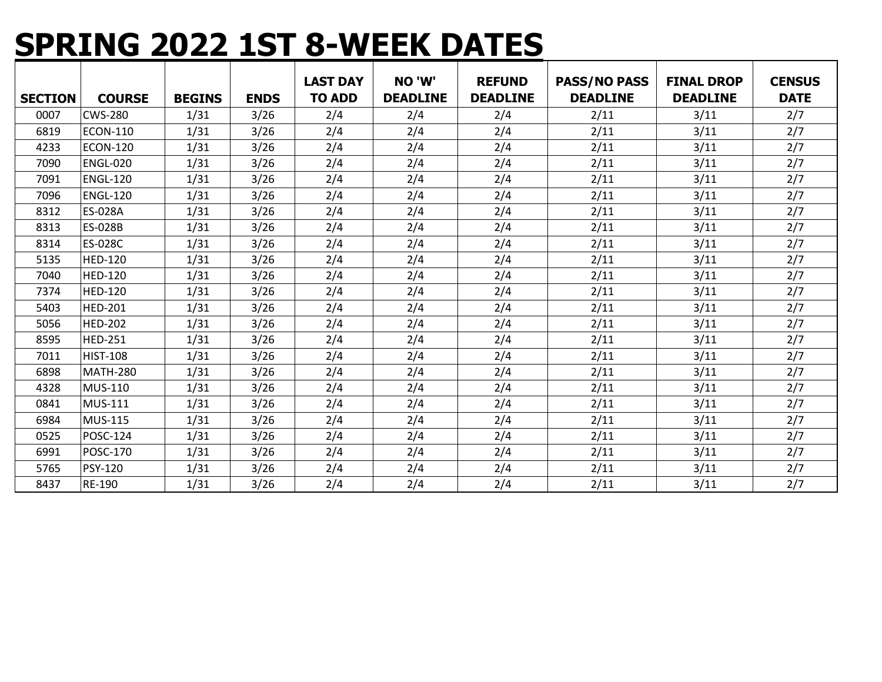# SPRING 2022 1ST 8-WEEK DATES

| SECTION | COURSE | BEGINS | ENDS | LAST DAY TO ADD | NO 'W' DEADLINE | REFUND DEADLINE | PASS/NO PASS DEADLINE | FINAL DROP DEADLINE | CENSUS DATE |
|---|---|---|---|---|---|---|---|---|---|
| 0007 | CWS-280 | 1/31 | 3/26 | 2/4 | 2/4 | 2/4 | 2/11 | 3/11 | 2/7 |
| 6819 | ECON-110 | 1/31 | 3/26 | 2/4 | 2/4 | 2/4 | 2/11 | 3/11 | 2/7 |
| 4233 | ECON-120 | 1/31 | 3/26 | 2/4 | 2/4 | 2/4 | 2/11 | 3/11 | 2/7 |
| 7090 | ENGL-020 | 1/31 | 3/26 | 2/4 | 2/4 | 2/4 | 2/11 | 3/11 | 2/7 |
| 7091 | ENGL-120 | 1/31 | 3/26 | 2/4 | 2/4 | 2/4 | 2/11 | 3/11 | 2/7 |
| 7096 | ENGL-120 | 1/31 | 3/26 | 2/4 | 2/4 | 2/4 | 2/11 | 3/11 | 2/7 |
| 8312 | ES-028A | 1/31 | 3/26 | 2/4 | 2/4 | 2/4 | 2/11 | 3/11 | 2/7 |
| 8313 | ES-028B | 1/31 | 3/26 | 2/4 | 2/4 | 2/4 | 2/11 | 3/11 | 2/7 |
| 8314 | ES-028C | 1/31 | 3/26 | 2/4 | 2/4 | 2/4 | 2/11 | 3/11 | 2/7 |
| 5135 | HED-120 | 1/31 | 3/26 | 2/4 | 2/4 | 2/4 | 2/11 | 3/11 | 2/7 |
| 7040 | HED-120 | 1/31 | 3/26 | 2/4 | 2/4 | 2/4 | 2/11 | 3/11 | 2/7 |
| 7374 | HED-120 | 1/31 | 3/26 | 2/4 | 2/4 | 2/4 | 2/11 | 3/11 | 2/7 |
| 5403 | HED-201 | 1/31 | 3/26 | 2/4 | 2/4 | 2/4 | 2/11 | 3/11 | 2/7 |
| 5056 | HED-202 | 1/31 | 3/26 | 2/4 | 2/4 | 2/4 | 2/11 | 3/11 | 2/7 |
| 8595 | HED-251 | 1/31 | 3/26 | 2/4 | 2/4 | 2/4 | 2/11 | 3/11 | 2/7 |
| 7011 | HIST-108 | 1/31 | 3/26 | 2/4 | 2/4 | 2/4 | 2/11 | 3/11 | 2/7 |
| 6898 | MATH-280 | 1/31 | 3/26 | 2/4 | 2/4 | 2/4 | 2/11 | 3/11 | 2/7 |
| 4328 | MUS-110 | 1/31 | 3/26 | 2/4 | 2/4 | 2/4 | 2/11 | 3/11 | 2/7 |
| 0841 | MUS-111 | 1/31 | 3/26 | 2/4 | 2/4 | 2/4 | 2/11 | 3/11 | 2/7 |
| 6984 | MUS-115 | 1/31 | 3/26 | 2/4 | 2/4 | 2/4 | 2/11 | 3/11 | 2/7 |
| 0525 | POSC-124 | 1/31 | 3/26 | 2/4 | 2/4 | 2/4 | 2/11 | 3/11 | 2/7 |
| 6991 | POSC-170 | 1/31 | 3/26 | 2/4 | 2/4 | 2/4 | 2/11 | 3/11 | 2/7 |
| 5765 | PSY-120 | 1/31 | 3/26 | 2/4 | 2/4 | 2/4 | 2/11 | 3/11 | 2/7 |
| 8437 | RE-190 | 1/31 | 3/26 | 2/4 | 2/4 | 2/4 | 2/11 | 3/11 | 2/7 |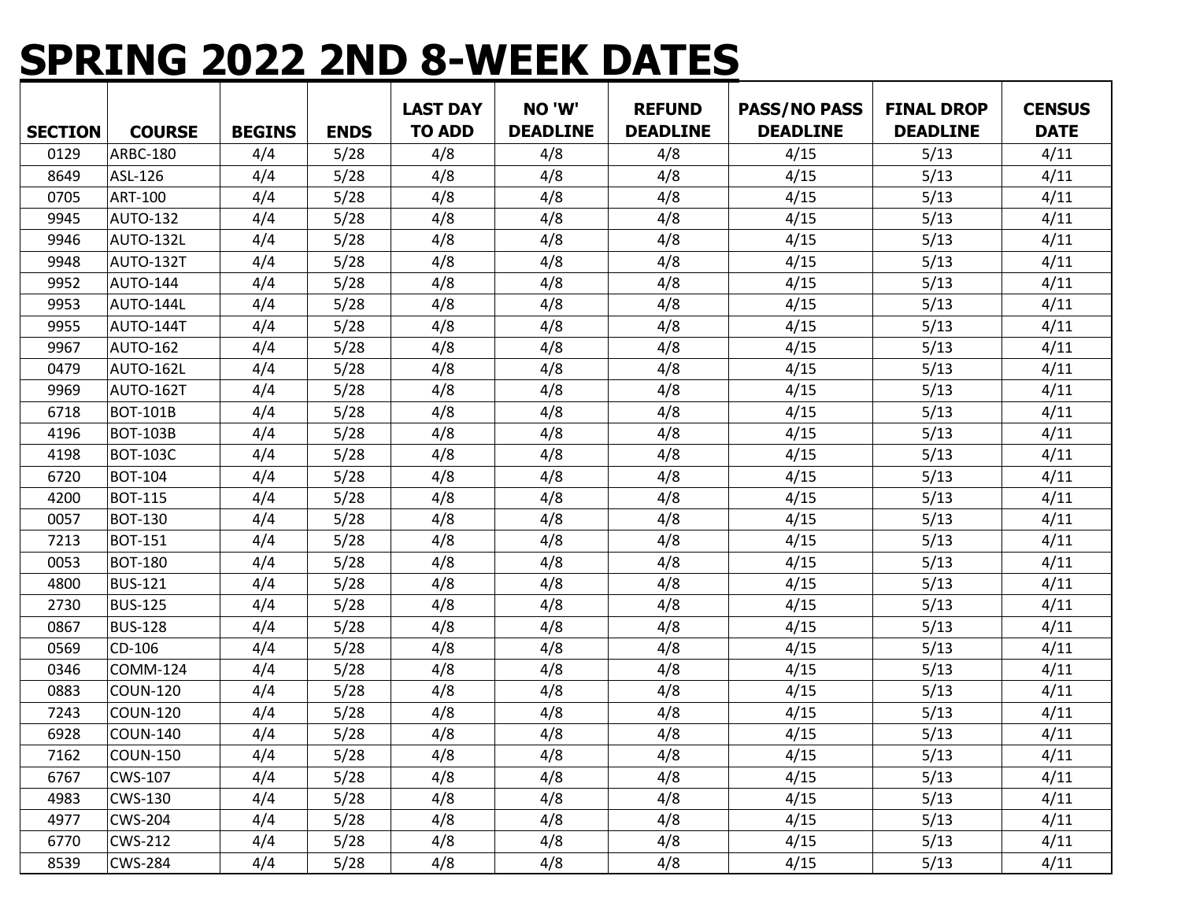# SPRING 2022 2ND 8-WEEK DATES

| SECTION | COURSE | BEGINS | ENDS | LAST DAY TO ADD | NO 'W' DEADLINE | REFUND DEADLINE | PASS/NO PASS DEADLINE | FINAL DROP DEADLINE | CENSUS DATE |
|---|---|---|---|---|---|---|---|---|---|
| 0129 | ARBC-180 | 4/4 | 5/28 | 4/8 | 4/8 | 4/8 | 4/15 | 5/13 | 4/11 |
| 8649 | ASL-126 | 4/4 | 5/28 | 4/8 | 4/8 | 4/8 | 4/15 | 5/13 | 4/11 |
| 0705 | ART-100 | 4/4 | 5/28 | 4/8 | 4/8 | 4/8 | 4/15 | 5/13 | 4/11 |
| 9945 | AUTO-132 | 4/4 | 5/28 | 4/8 | 4/8 | 4/8 | 4/15 | 5/13 | 4/11 |
| 9946 | AUTO-132L | 4/4 | 5/28 | 4/8 | 4/8 | 4/8 | 4/15 | 5/13 | 4/11 |
| 9948 | AUTO-132T | 4/4 | 5/28 | 4/8 | 4/8 | 4/8 | 4/15 | 5/13 | 4/11 |
| 9952 | AUTO-144 | 4/4 | 5/28 | 4/8 | 4/8 | 4/8 | 4/15 | 5/13 | 4/11 |
| 9953 | AUTO-144L | 4/4 | 5/28 | 4/8 | 4/8 | 4/8 | 4/15 | 5/13 | 4/11 |
| 9955 | AUTO-144T | 4/4 | 5/28 | 4/8 | 4/8 | 4/8 | 4/15 | 5/13 | 4/11 |
| 9967 | AUTO-162 | 4/4 | 5/28 | 4/8 | 4/8 | 4/8 | 4/15 | 5/13 | 4/11 |
| 0479 | AUTO-162L | 4/4 | 5/28 | 4/8 | 4/8 | 4/8 | 4/15 | 5/13 | 4/11 |
| 9969 | AUTO-162T | 4/4 | 5/28 | 4/8 | 4/8 | 4/8 | 4/15 | 5/13 | 4/11 |
| 6718 | BOT-101B | 4/4 | 5/28 | 4/8 | 4/8 | 4/8 | 4/15 | 5/13 | 4/11 |
| 4196 | BOT-103B | 4/4 | 5/28 | 4/8 | 4/8 | 4/8 | 4/15 | 5/13 | 4/11 |
| 4198 | BOT-103C | 4/4 | 5/28 | 4/8 | 4/8 | 4/8 | 4/15 | 5/13 | 4/11 |
| 6720 | BOT-104 | 4/4 | 5/28 | 4/8 | 4/8 | 4/8 | 4/15 | 5/13 | 4/11 |
| 4200 | BOT-115 | 4/4 | 5/28 | 4/8 | 4/8 | 4/8 | 4/15 | 5/13 | 4/11 |
| 0057 | BOT-130 | 4/4 | 5/28 | 4/8 | 4/8 | 4/8 | 4/15 | 5/13 | 4/11 |
| 7213 | BOT-151 | 4/4 | 5/28 | 4/8 | 4/8 | 4/8 | 4/15 | 5/13 | 4/11 |
| 0053 | BOT-180 | 4/4 | 5/28 | 4/8 | 4/8 | 4/8 | 4/15 | 5/13 | 4/11 |
| 4800 | BUS-121 | 4/4 | 5/28 | 4/8 | 4/8 | 4/8 | 4/15 | 5/13 | 4/11 |
| 2730 | BUS-125 | 4/4 | 5/28 | 4/8 | 4/8 | 4/8 | 4/15 | 5/13 | 4/11 |
| 0867 | BUS-128 | 4/4 | 5/28 | 4/8 | 4/8 | 4/8 | 4/15 | 5/13 | 4/11 |
| 0569 | CD-106 | 4/4 | 5/28 | 4/8 | 4/8 | 4/8 | 4/15 | 5/13 | 4/11 |
| 0346 | COMM-124 | 4/4 | 5/28 | 4/8 | 4/8 | 4/8 | 4/15 | 5/13 | 4/11 |
| 0883 | COUN-120 | 4/4 | 5/28 | 4/8 | 4/8 | 4/8 | 4/15 | 5/13 | 4/11 |
| 7243 | COUN-120 | 4/4 | 5/28 | 4/8 | 4/8 | 4/8 | 4/15 | 5/13 | 4/11 |
| 6928 | COUN-140 | 4/4 | 5/28 | 4/8 | 4/8 | 4/8 | 4/15 | 5/13 | 4/11 |
| 7162 | COUN-150 | 4/4 | 5/28 | 4/8 | 4/8 | 4/8 | 4/15 | 5/13 | 4/11 |
| 6767 | CWS-107 | 4/4 | 5/28 | 4/8 | 4/8 | 4/8 | 4/15 | 5/13 | 4/11 |
| 4983 | CWS-130 | 4/4 | 5/28 | 4/8 | 4/8 | 4/8 | 4/15 | 5/13 | 4/11 |
| 4977 | CWS-204 | 4/4 | 5/28 | 4/8 | 4/8 | 4/8 | 4/15 | 5/13 | 4/11 |
| 6770 | CWS-212 | 4/4 | 5/28 | 4/8 | 4/8 | 4/8 | 4/15 | 5/13 | 4/11 |
| 8539 | CWS-284 | 4/4 | 5/28 | 4/8 | 4/8 | 4/8 | 4/15 | 5/13 | 4/11 |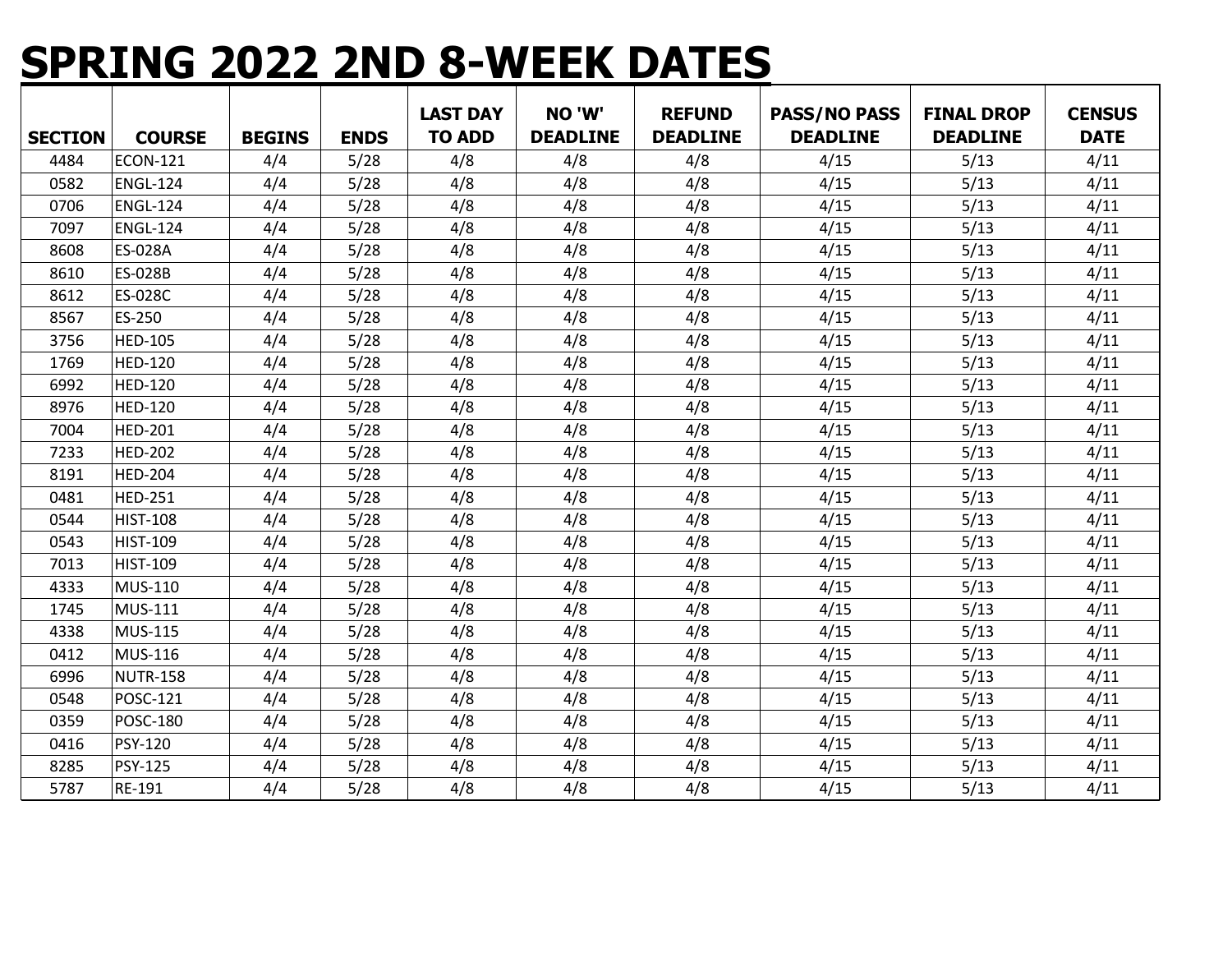# SPRING 2022 2ND 8-WEEK DATES

| SECTION | COURSE | BEGINS | ENDS | LAST DAY TO ADD | NO 'W' DEADLINE | REFUND DEADLINE | PASS/NO PASS DEADLINE | FINAL DROP DEADLINE | CENSUS DATE |
|---|---|---|---|---|---|---|---|---|---|
| 4484 | ECON-121 | 4/4 | 5/28 | 4/8 | 4/8 | 4/8 | 4/15 | 5/13 | 4/11 |
| 0582 | ENGL-124 | 4/4 | 5/28 | 4/8 | 4/8 | 4/8 | 4/15 | 5/13 | 4/11 |
| 0706 | ENGL-124 | 4/4 | 5/28 | 4/8 | 4/8 | 4/8 | 4/15 | 5/13 | 4/11 |
| 7097 | ENGL-124 | 4/4 | 5/28 | 4/8 | 4/8 | 4/8 | 4/15 | 5/13 | 4/11 |
| 8608 | ES-028A | 4/4 | 5/28 | 4/8 | 4/8 | 4/8 | 4/15 | 5/13 | 4/11 |
| 8610 | ES-028B | 4/4 | 5/28 | 4/8 | 4/8 | 4/8 | 4/15 | 5/13 | 4/11 |
| 8612 | ES-028C | 4/4 | 5/28 | 4/8 | 4/8 | 4/8 | 4/15 | 5/13 | 4/11 |
| 8567 | ES-250 | 4/4 | 5/28 | 4/8 | 4/8 | 4/8 | 4/15 | 5/13 | 4/11 |
| 3756 | HED-105 | 4/4 | 5/28 | 4/8 | 4/8 | 4/8 | 4/15 | 5/13 | 4/11 |
| 1769 | HED-120 | 4/4 | 5/28 | 4/8 | 4/8 | 4/8 | 4/15 | 5/13 | 4/11 |
| 6992 | HED-120 | 4/4 | 5/28 | 4/8 | 4/8 | 4/8 | 4/15 | 5/13 | 4/11 |
| 8976 | HED-120 | 4/4 | 5/28 | 4/8 | 4/8 | 4/8 | 4/15 | 5/13 | 4/11 |
| 7004 | HED-201 | 4/4 | 5/28 | 4/8 | 4/8 | 4/8 | 4/15 | 5/13 | 4/11 |
| 7233 | HED-202 | 4/4 | 5/28 | 4/8 | 4/8 | 4/8 | 4/15 | 5/13 | 4/11 |
| 8191 | HED-204 | 4/4 | 5/28 | 4/8 | 4/8 | 4/8 | 4/15 | 5/13 | 4/11 |
| 0481 | HED-251 | 4/4 | 5/28 | 4/8 | 4/8 | 4/8 | 4/15 | 5/13 | 4/11 |
| 0544 | HIST-108 | 4/4 | 5/28 | 4/8 | 4/8 | 4/8 | 4/15 | 5/13 | 4/11 |
| 0543 | HIST-109 | 4/4 | 5/28 | 4/8 | 4/8 | 4/8 | 4/15 | 5/13 | 4/11 |
| 7013 | HIST-109 | 4/4 | 5/28 | 4/8 | 4/8 | 4/8 | 4/15 | 5/13 | 4/11 |
| 4333 | MUS-110 | 4/4 | 5/28 | 4/8 | 4/8 | 4/8 | 4/15 | 5/13 | 4/11 |
| 1745 | MUS-111 | 4/4 | 5/28 | 4/8 | 4/8 | 4/8 | 4/15 | 5/13 | 4/11 |
| 4338 | MUS-115 | 4/4 | 5/28 | 4/8 | 4/8 | 4/8 | 4/15 | 5/13 | 4/11 |
| 0412 | MUS-116 | 4/4 | 5/28 | 4/8 | 4/8 | 4/8 | 4/15 | 5/13 | 4/11 |
| 6996 | NUTR-158 | 4/4 | 5/28 | 4/8 | 4/8 | 4/8 | 4/15 | 5/13 | 4/11 |
| 0548 | POSC-121 | 4/4 | 5/28 | 4/8 | 4/8 | 4/8 | 4/15 | 5/13 | 4/11 |
| 0359 | POSC-180 | 4/4 | 5/28 | 4/8 | 4/8 | 4/8 | 4/15 | 5/13 | 4/11 |
| 0416 | PSY-120 | 4/4 | 5/28 | 4/8 | 4/8 | 4/8 | 4/15 | 5/13 | 4/11 |
| 8285 | PSY-125 | 4/4 | 5/28 | 4/8 | 4/8 | 4/8 | 4/15 | 5/13 | 4/11 |
| 5787 | RE-191 | 4/4 | 5/28 | 4/8 | 4/8 | 4/8 | 4/15 | 5/13 | 4/11 |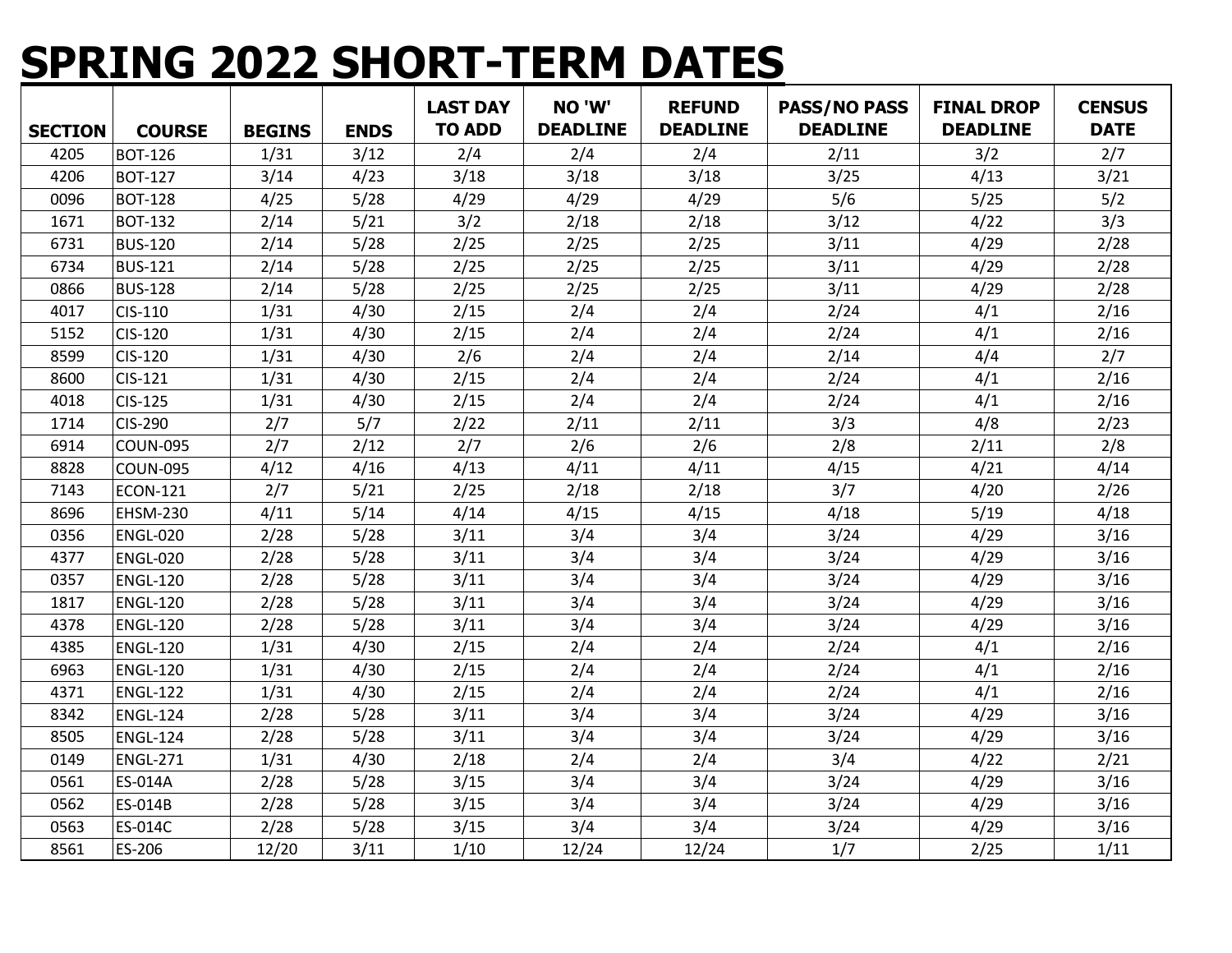# SPRING 2022 SHORT-TERM DATES

| SECTION | COURSE | BEGINS | ENDS | LAST DAY TO ADD | NO 'W' DEADLINE | REFUND DEADLINE | PASS/NO PASS DEADLINE | FINAL DROP DEADLINE | CENSUS DATE |
|---|---|---|---|---|---|---|---|---|---|
| 4205 | BOT-126 | 1/31 | 3/12 | 2/4 | 2/4 | 2/4 | 2/11 | 3/2 | 2/7 |
| 4206 | BOT-127 | 3/14 | 4/23 | 3/18 | 3/18 | 3/18 | 3/25 | 4/13 | 3/21 |
| 0096 | BOT-128 | 4/25 | 5/28 | 4/29 | 4/29 | 4/29 | 5/6 | 5/25 | 5/2 |
| 1671 | BOT-132 | 2/14 | 5/21 | 3/2 | 2/18 | 2/18 | 3/12 | 4/22 | 3/3 |
| 6731 | BUS-120 | 2/14 | 5/28 | 2/25 | 2/25 | 2/25 | 3/11 | 4/29 | 2/28 |
| 6734 | BUS-121 | 2/14 | 5/28 | 2/25 | 2/25 | 2/25 | 3/11 | 4/29 | 2/28 |
| 0866 | BUS-128 | 2/14 | 5/28 | 2/25 | 2/25 | 2/25 | 3/11 | 4/29 | 2/28 |
| 4017 | CIS-110 | 1/31 | 4/30 | 2/15 | 2/4 | 2/4 | 2/24 | 4/1 | 2/16 |
| 5152 | CIS-120 | 1/31 | 4/30 | 2/15 | 2/4 | 2/4 | 2/24 | 4/1 | 2/16 |
| 8599 | CIS-120 | 1/31 | 4/30 | 2/6 | 2/4 | 2/4 | 2/14 | 4/4 | 2/7 |
| 8600 | CIS-121 | 1/31 | 4/30 | 2/15 | 2/4 | 2/4 | 2/24 | 4/1 | 2/16 |
| 4018 | CIS-125 | 1/31 | 4/30 | 2/15 | 2/4 | 2/4 | 2/24 | 4/1 | 2/16 |
| 1714 | CIS-290 | 2/7 | 5/7 | 2/22 | 2/11 | 2/11 | 3/3 | 4/8 | 2/23 |
| 6914 | COUN-095 | 2/7 | 2/12 | 2/7 | 2/6 | 2/6 | 2/8 | 2/11 | 2/8 |
| 8828 | COUN-095 | 4/12 | 4/16 | 4/13 | 4/11 | 4/11 | 4/15 | 4/21 | 4/14 |
| 7143 | ECON-121 | 2/7 | 5/21 | 2/25 | 2/18 | 2/18 | 3/7 | 4/20 | 2/26 |
| 8696 | EHSM-230 | 4/11 | 5/14 | 4/14 | 4/15 | 4/15 | 4/18 | 5/19 | 4/18 |
| 0356 | ENGL-020 | 2/28 | 5/28 | 3/11 | 3/4 | 3/4 | 3/24 | 4/29 | 3/16 |
| 4377 | ENGL-020 | 2/28 | 5/28 | 3/11 | 3/4 | 3/4 | 3/24 | 4/29 | 3/16 |
| 0357 | ENGL-120 | 2/28 | 5/28 | 3/11 | 3/4 | 3/4 | 3/24 | 4/29 | 3/16 |
| 1817 | ENGL-120 | 2/28 | 5/28 | 3/11 | 3/4 | 3/4 | 3/24 | 4/29 | 3/16 |
| 4378 | ENGL-120 | 2/28 | 5/28 | 3/11 | 3/4 | 3/4 | 3/24 | 4/29 | 3/16 |
| 4385 | ENGL-120 | 1/31 | 4/30 | 2/15 | 2/4 | 2/4 | 2/24 | 4/1 | 2/16 |
| 6963 | ENGL-120 | 1/31 | 4/30 | 2/15 | 2/4 | 2/4 | 2/24 | 4/1 | 2/16 |
| 4371 | ENGL-122 | 1/31 | 4/30 | 2/15 | 2/4 | 2/4 | 2/24 | 4/1 | 2/16 |
| 8342 | ENGL-124 | 2/28 | 5/28 | 3/11 | 3/4 | 3/4 | 3/24 | 4/29 | 3/16 |
| 8505 | ENGL-124 | 2/28 | 5/28 | 3/11 | 3/4 | 3/4 | 3/24 | 4/29 | 3/16 |
| 0149 | ENGL-271 | 1/31 | 4/30 | 2/18 | 2/4 | 2/4 | 3/4 | 4/22 | 2/21 |
| 0561 | ES-014A | 2/28 | 5/28 | 3/15 | 3/4 | 3/4 | 3/24 | 4/29 | 3/16 |
| 0562 | ES-014B | 2/28 | 5/28 | 3/15 | 3/4 | 3/4 | 3/24 | 4/29 | 3/16 |
| 0563 | ES-014C | 2/28 | 5/28 | 3/15 | 3/4 | 3/4 | 3/24 | 4/29 | 3/16 |
| 8561 | ES-206 | 12/20 | 3/11 | 1/10 | 12/24 | 12/24 | 1/7 | 2/25 | 1/11 |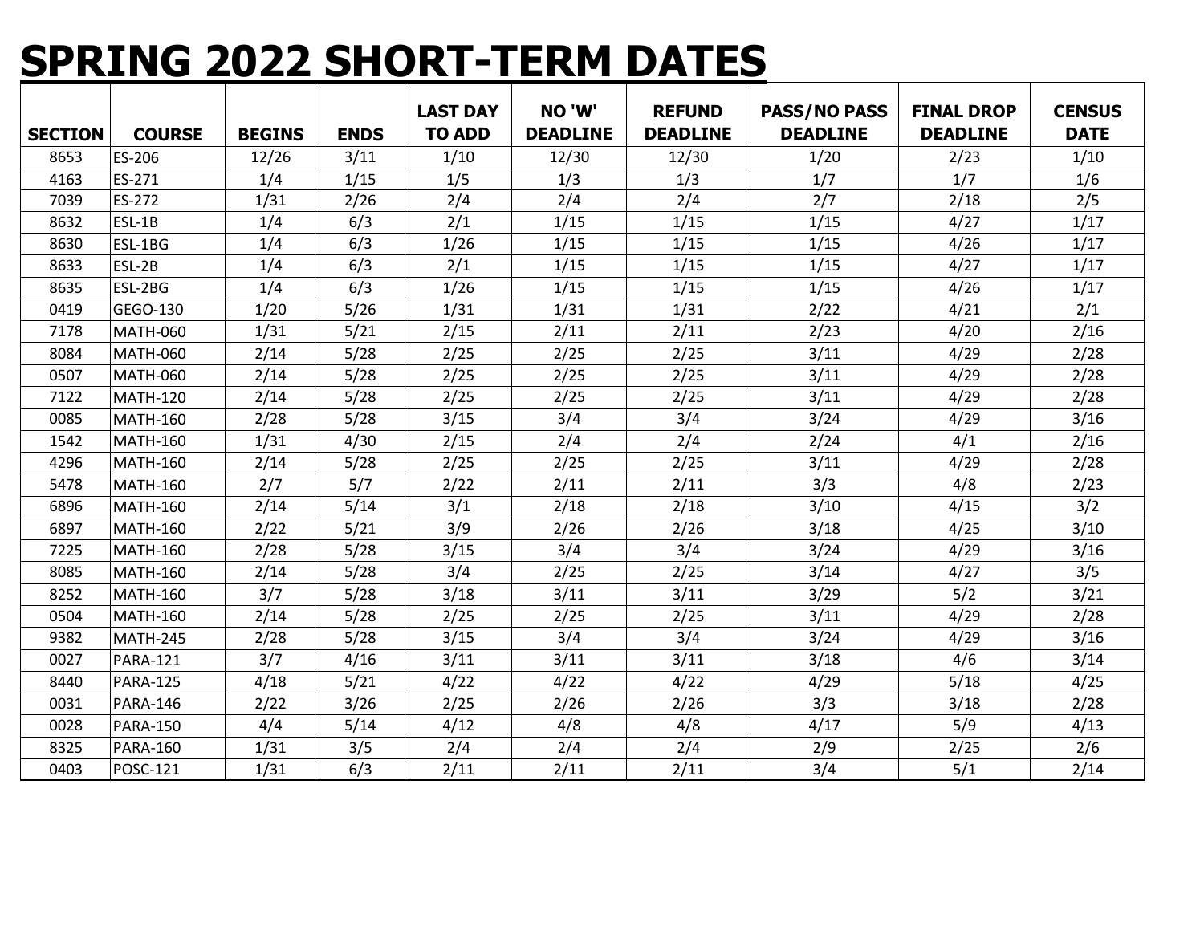# SPRING 2022 SHORT-TERM DATES

| SECTION | COURSE | BEGINS | ENDS | LAST DAY TO ADD | NO 'W' DEADLINE | REFUND DEADLINE | PASS/NO PASS DEADLINE | FINAL DROP DEADLINE | CENSUS DATE |
|---|---|---|---|---|---|---|---|---|---|
| 8653 | ES-206 | 12/26 | 3/11 | 1/10 | 12/30 | 12/30 | 1/20 | 2/23 | 1/10 |
| 4163 | ES-271 | 1/4 | 1/15 | 1/5 | 1/3 | 1/3 | 1/7 | 1/7 | 1/6 |
| 7039 | ES-272 | 1/31 | 2/26 | 2/4 | 2/4 | 2/4 | 2/7 | 2/18 | 2/5 |
| 8632 | ESL-1B | 1/4 | 6/3 | 2/1 | 1/15 | 1/15 | 1/15 | 4/27 | 1/17 |
| 8630 | ESL-1BG | 1/4 | 6/3 | 1/26 | 1/15 | 1/15 | 1/15 | 4/26 | 1/17 |
| 8633 | ESL-2B | 1/4 | 6/3 | 2/1 | 1/15 | 1/15 | 1/15 | 4/27 | 1/17 |
| 8635 | ESL-2BG | 1/4 | 6/3 | 1/26 | 1/15 | 1/15 | 1/15 | 4/26 | 1/17 |
| 0419 | GEGO-130 | 1/20 | 5/26 | 1/31 | 1/31 | 1/31 | 2/22 | 4/21 | 2/1 |
| 7178 | MATH-060 | 1/31 | 5/21 | 2/15 | 2/11 | 2/11 | 2/23 | 4/20 | 2/16 |
| 8084 | MATH-060 | 2/14 | 5/28 | 2/25 | 2/25 | 2/25 | 3/11 | 4/29 | 2/28 |
| 0507 | MATH-060 | 2/14 | 5/28 | 2/25 | 2/25 | 2/25 | 3/11 | 4/29 | 2/28 |
| 7122 | MATH-120 | 2/14 | 5/28 | 2/25 | 2/25 | 2/25 | 3/11 | 4/29 | 2/28 |
| 0085 | MATH-160 | 2/28 | 5/28 | 3/15 | 3/4 | 3/4 | 3/24 | 4/29 | 3/16 |
| 1542 | MATH-160 | 1/31 | 4/30 | 2/15 | 2/4 | 2/4 | 2/24 | 4/1 | 2/16 |
| 4296 | MATH-160 | 2/14 | 5/28 | 2/25 | 2/25 | 2/25 | 3/11 | 4/29 | 2/28 |
| 5478 | MATH-160 | 2/7 | 5/7 | 2/22 | 2/11 | 2/11 | 3/3 | 4/8 | 2/23 |
| 6896 | MATH-160 | 2/14 | 5/14 | 3/1 | 2/18 | 2/18 | 3/10 | 4/15 | 3/2 |
| 6897 | MATH-160 | 2/22 | 5/21 | 3/9 | 2/26 | 2/26 | 3/18 | 4/25 | 3/10 |
| 7225 | MATH-160 | 2/28 | 5/28 | 3/15 | 3/4 | 3/4 | 3/24 | 4/29 | 3/16 |
| 8085 | MATH-160 | 2/14 | 5/28 | 3/4 | 2/25 | 2/25 | 3/14 | 4/27 | 3/5 |
| 8252 | MATH-160 | 3/7 | 5/28 | 3/18 | 3/11 | 3/11 | 3/29 | 5/2 | 3/21 |
| 0504 | MATH-160 | 2/14 | 5/28 | 2/25 | 2/25 | 2/25 | 3/11 | 4/29 | 2/28 |
| 9382 | MATH-245 | 2/28 | 5/28 | 3/15 | 3/4 | 3/4 | 3/24 | 4/29 | 3/16 |
| 0027 | PARA-121 | 3/7 | 4/16 | 3/11 | 3/11 | 3/11 | 3/18 | 4/6 | 3/14 |
| 8440 | PARA-125 | 4/18 | 5/21 | 4/22 | 4/22 | 4/22 | 4/29 | 5/18 | 4/25 |
| 0031 | PARA-146 | 2/22 | 3/26 | 2/25 | 2/26 | 2/26 | 3/3 | 3/18 | 2/28 |
| 0028 | PARA-150 | 4/4 | 5/14 | 4/12 | 4/8 | 4/8 | 4/17 | 5/9 | 4/13 |
| 8325 | PARA-160 | 1/31 | 3/5 | 2/4 | 2/4 | 2/4 | 2/9 | 2/25 | 2/6 |
| 0403 | POSC-121 | 1/31 | 6/3 | 2/11 | 2/11 | 2/11 | 3/4 | 5/1 | 2/14 |